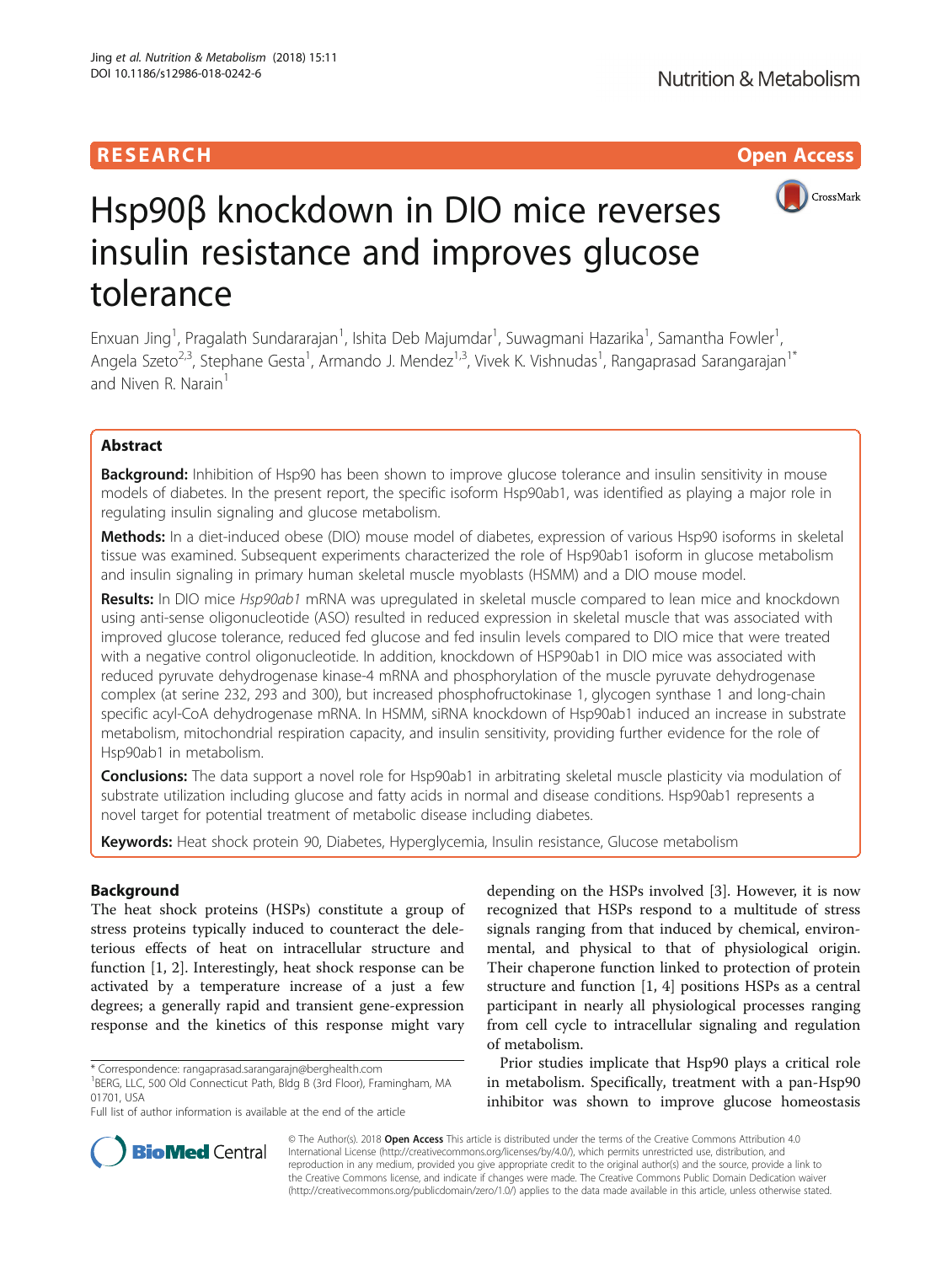RESEARCH

Open Access

# Hsp90β knockdown in DIO mice reverses insulin resistance and improves glucose tolerance

Enxuan Jing[1], Pragalath Sundararajan[1], Ishita Deb Majumdar[1], Suwagmani Hazarika[1], Samantha Fowler[1], Angela Szeto[2,3], Stephane Gesta[1], Armando J. Mendez[1,3], Vivek K. Vishnudas[1], Rangaprasad Sarangarajan[1*] and Niven R. Narain[1]

## Abstract

**Background:** Inhibition of Hsp90 has been shown to improve glucose tolerance and insulin sensitivity in mouse models of diabetes. In the present report, the specific isoform Hsp90ab1, was identified as playing a major role in regulating insulin signaling and glucose metabolism.

**Methods:** In a diet-induced obese (DIO) mouse model of diabetes, expression of various Hsp90 isoforms in skeletal tissue was examined. Subsequent experiments characterized the role of Hsp90ab1 isoform in glucose metabolism and insulin signaling in primary human skeletal muscle myoblasts (HSMM) and a DIO mouse model.

**Results:** In DIO mice *Hsp90ab1* mRNA was upregulated in skeletal muscle compared to lean mice and knockdown using anti-sense oligonucleotide (ASO) resulted in reduced expression in skeletal muscle that was associated with improved glucose tolerance, reduced fed glucose and fed insulin levels compared to DIO mice that were treated with a negative control oligonucleotide. In addition, knockdown of HSP90ab1 in DIO mice was associated with reduced pyruvate dehydrogenase kinase-4 mRNA and phosphorylation of the muscle pyruvate dehydrogenase complex (at serine 232, 293 and 300), but increased phosphofructokinase 1, glycogen synthase 1 and long-chain specific acyl-CoA dehydrogenase mRNA. In HSMM, siRNA knockdown of Hsp90ab1 induced an increase in substrate metabolism, mitochondrial respiration capacity, and insulin sensitivity, providing further evidence for the role of Hsp90ab1 in metabolism.

**Conclusions:** The data support a novel role for Hsp90ab1 in arbitrating skeletal muscle plasticity via modulation of substrate utilization including glucose and fatty acids in normal and disease conditions. Hsp90ab1 represents a novel target for potential treatment of metabolic disease including diabetes.

**Keywords:** Heat shock protein 90, Diabetes, Hyperglycemia, Insulin resistance, Glucose metabolism

## Background

The heat shock proteins (HSPs) constitute a group of stress proteins typically induced to counteract the deleterious effects of heat on intracellular structure and function [1, 2]. Interestingly, heat shock response can be activated by a temperature increase of a just a few degrees; a generally rapid and transient gene-expression response and the kinetics of this response might vary depending on the HSPs involved [3]. However, it is now recognized that HSPs respond to a multitude of stress signals ranging from that induced by chemical, environmental, and physical to that of physiological origin. Their chaperone function linked to protection of protein structure and function [1, 4] positions HSPs as a central participant in nearly all physiological processes ranging from cell cycle to intracellular signaling and regulation of metabolism.

Prior studies implicate that Hsp90 plays a critical role in metabolism. Specifically, treatment with a pan-Hsp90 inhibitor was shown to improve glucose homeostasis

\* Correspondence: rangaprasad.sarangarajn@berghealth.com
[1]BERG, LLC, 500 Old Connecticut Path, Bldg B (3rd Floor), Framingham, MA 01701, USA
Full list of author information is available at the end of the article

© The Author(s). 2018 **Open Access** This article is distributed under the terms of the Creative Commons Attribution 4.0 International License (http://creativecommons.org/licenses/by/4.0/), which permits unrestricted use, distribution, and reproduction in any medium, provided you give appropriate credit to the original author(s) and the source, provide a link to the Creative Commons license, and indicate if changes were made. The Creative Commons Public Domain Dedication waiver (http://creativecommons.org/publicdomain/zero/1.0/) applies to the data made available in this article, unless otherwise stated.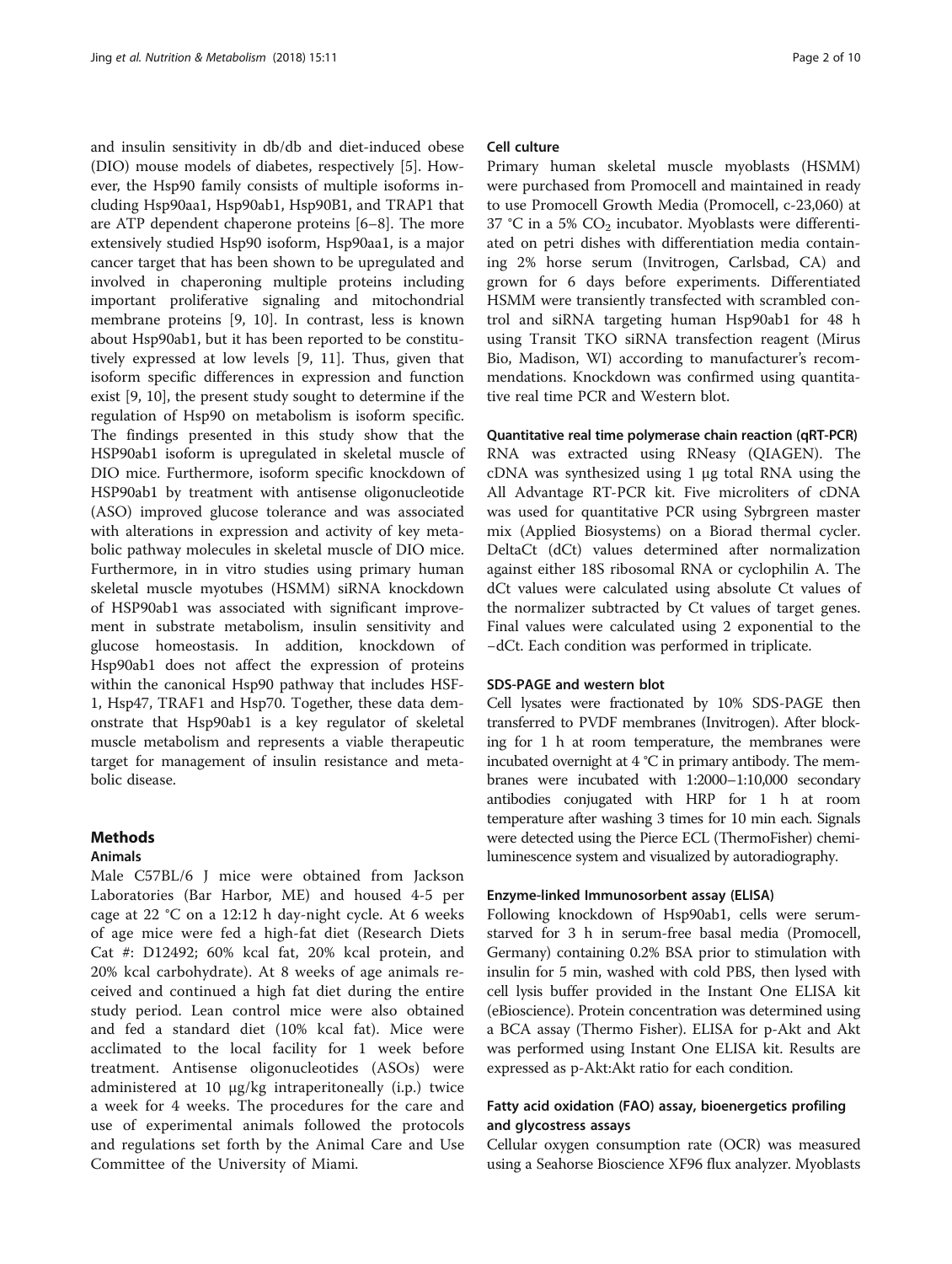and insulin sensitivity in db/db and diet-induced obese (DIO) mouse models of diabetes, respectively [5]. However, the Hsp90 family consists of multiple isoforms including Hsp90aa1, Hsp90ab1, Hsp90B1, and TRAP1 that are ATP dependent chaperone proteins [6–8]. The more extensively studied Hsp90 isoform, Hsp90aa1, is a major cancer target that has been shown to be upregulated and involved in chaperoning multiple proteins including important proliferative signaling and mitochondrial membrane proteins [9, 10]. In contrast, less is known about Hsp90ab1, but it has been reported to be constitutively expressed at low levels [9, 11]. Thus, given that isoform specific differences in expression and function exist [9, 10], the present study sought to determine if the regulation of Hsp90 on metabolism is isoform specific. The findings presented in this study show that the HSP90ab1 isoform is upregulated in skeletal muscle of DIO mice. Furthermore, isoform specific knockdown of HSP90ab1 by treatment with antisense oligonucleotide (ASO) improved glucose tolerance and was associated with alterations in expression and activity of key metabolic pathway molecules in skeletal muscle of DIO mice. Furthermore, in in vitro studies using primary human skeletal muscle myotubes (HSMM) siRNA knockdown of HSP90ab1 was associated with significant improvement in substrate metabolism, insulin sensitivity and glucose homeostasis. In addition, knockdown of Hsp90ab1 does not affect the expression of proteins within the canonical Hsp90 pathway that includes HSF-1, Hsp47, TRAF1 and Hsp70. Together, these data demonstrate that Hsp90ab1 is a key regulator of skeletal muscle metabolism and represents a viable therapeutic target for management of insulin resistance and metabolic disease.

## Methods

### Animals

Male C57BL/6 J mice were obtained from Jackson Laboratories (Bar Harbor, ME) and housed 4-5 per cage at 22 °C on a 12:12 h day-night cycle. At 6 weeks of age mice were fed a high-fat diet (Research Diets Cat #: D12492; 60% kcal fat, 20% kcal protein, and 20% kcal carbohydrate). At 8 weeks of age animals received and continued a high fat diet during the entire study period. Lean control mice were also obtained and fed a standard diet (10% kcal fat). Mice were acclimated to the local facility for 1 week before treatment. Antisense oligonucleotides (ASOs) were administered at 10 μg/kg intraperitoneally (i.p.) twice a week for 4 weeks. The procedures for the care and use of experimental animals followed the protocols and regulations set forth by the Animal Care and Use Committee of the University of Miami.

### Cell culture

Primary human skeletal muscle myoblasts (HSMM) were purchased from Promocell and maintained in ready to use Promocell Growth Media (Promocell, c-23,060) at 37 °C in a 5% $CO_2$ incubator. Myoblasts were differentiated on petri dishes with differentiation media containing 2% horse serum (Invitrogen, Carlsbad, CA) and grown for 6 days before experiments. Differentiated HSMM were transiently transfected with scrambled control and siRNA targeting human Hsp90ab1 for 48 h using Transit TKO siRNA transfection reagent (Mirus Bio, Madison, WI) according to manufacturer's recommendations. Knockdown was confirmed using quantitative real time PCR and Western blot.

### Quantitative real time polymerase chain reaction (qRT-PCR)

RNA was extracted using RNeasy (QIAGEN). The cDNA was synthesized using 1 μg total RNA using the All Advantage RT-PCR kit. Five microliters of cDNA was used for quantitative PCR using Sybrgreen master mix (Applied Biosystems) on a Biorad thermal cycler. DeltaCt (dCt) values determined after normalization against either 18S ribosomal RNA or cyclophilin A. The dCt values were calculated using absolute Ct values of the normalizer subtracted by Ct values of target genes. Final values were calculated using 2 exponential to the −dCt. Each condition was performed in triplicate.

### SDS-PAGE and western blot

Cell lysates were fractionated by 10% SDS-PAGE then transferred to PVDF membranes (Invitrogen). After blocking for 1 h at room temperature, the membranes were incubated overnight at 4 °C in primary antibody. The membranes were incubated with 1:2000–1:10,000 secondary antibodies conjugated with HRP for 1 h at room temperature after washing 3 times for 10 min each. Signals were detected using the Pierce ECL (ThermoFisher) chemiluminescence system and visualized by autoradiography.

### Enzyme-linked Immunosorbent assay (ELISA)

Following knockdown of Hsp90ab1, cells were serum-starved for 3 h in serum-free basal media (Promocell, Germany) containing 0.2% BSA prior to stimulation with insulin for 5 min, washed with cold PBS, then lysed with cell lysis buffer provided in the Instant One ELISA kit (eBioscience). Protein concentration was determined using a BCA assay (Thermo Fisher). ELISA for p-Akt and Akt was performed using Instant One ELISA kit. Results are expressed as p-Akt:Akt ratio for each condition.

### Fatty acid oxidation (FAO) assay, bioenergetics profiling and glycostress assays

Cellular oxygen consumption rate (OCR) was measured using a Seahorse Bioscience XF96 flux analyzer. Myoblasts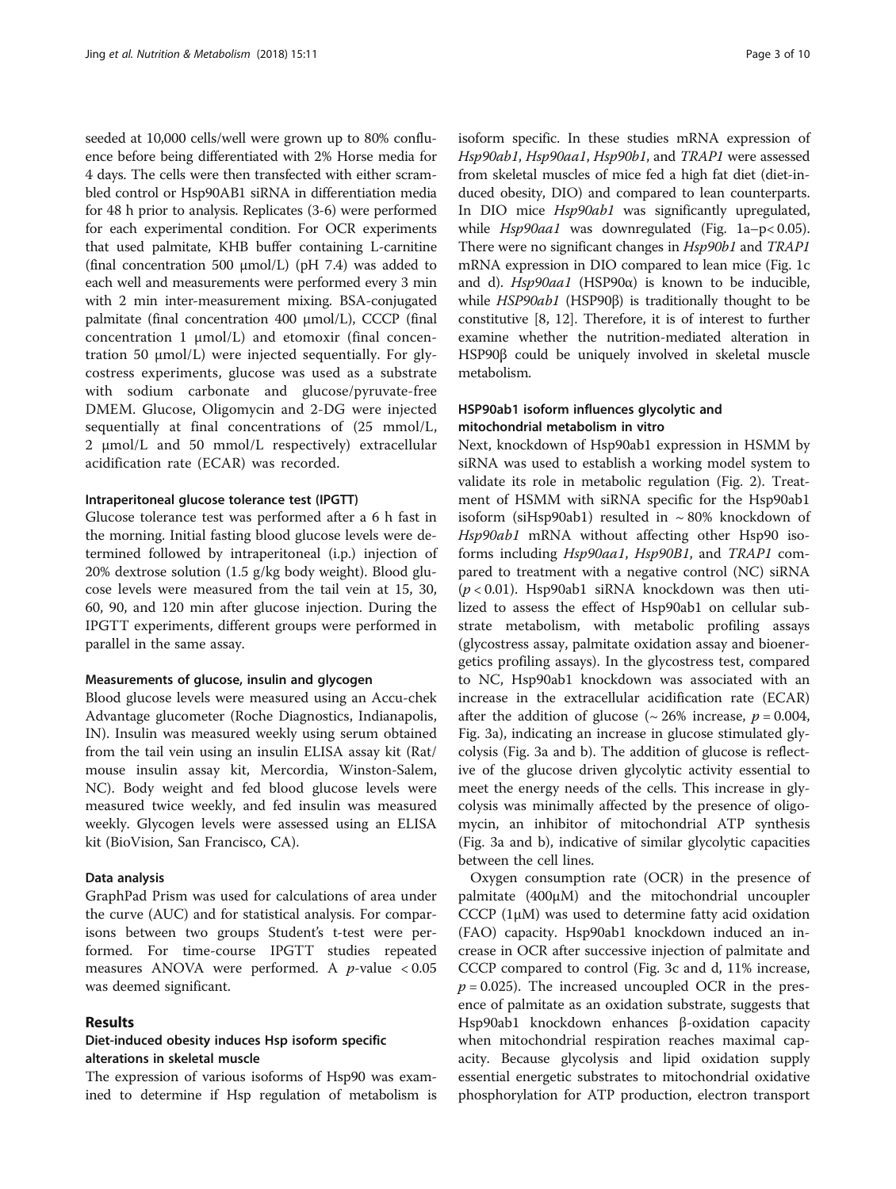seeded at 10,000 cells/well were grown up to 80% confluence before being differentiated with 2% Horse media for 4 days. The cells were then transfected with either scrambled control or Hsp90AB1 siRNA in differentiation media for 48 h prior to analysis. Replicates (3-6) were performed for each experimental condition. For OCR experiments that used palmitate, KHB buffer containing L-carnitine (final concentration 500 μmol/L) (pH 7.4) was added to each well and measurements were performed every 3 min with 2 min inter-measurement mixing. BSA-conjugated palmitate (final concentration 400 μmol/L), CCCP (final concentration 1 μmol/L) and etomoxir (final concentration 50 μmol/L) were injected sequentially. For glycostress experiments, glucose was used as a substrate with sodium carbonate and glucose/pyruvate-free DMEM. Glucose, Oligomycin and 2-DG were injected sequentially at final concentrations of (25 mmol/L, 2 μmol/L and 50 mmol/L respectively) extracellular acidification rate (ECAR) was recorded.

#### Intraperitoneal glucose tolerance test (IPGTT)

Glucose tolerance test was performed after a 6 h fast in the morning. Initial fasting blood glucose levels were determined followed by intraperitoneal (i.p.) injection of 20% dextrose solution (1.5 g/kg body weight). Blood glucose levels were measured from the tail vein at 15, 30, 60, 90, and 120 min after glucose injection. During the IPGTT experiments, different groups were performed in parallel in the same assay.

#### Measurements of glucose, insulin and glycogen

Blood glucose levels were measured using an Accu-chek Advantage glucometer (Roche Diagnostics, Indianapolis, IN). Insulin was measured weekly using serum obtained from the tail vein using an insulin ELISA assay kit (Rat/mouse insulin assay kit, Mercordia, Winston-Salem, NC). Body weight and fed blood glucose levels were measured twice weekly, and fed insulin was measured weekly. Glycogen levels were assessed using an ELISA kit (BioVision, San Francisco, CA).

#### Data analysis

GraphPad Prism was used for calculations of area under the curve (AUC) and for statistical analysis. For comparisons between two groups Student's t-test were performed. For time-course IPGTT studies repeated measures ANOVA were performed. A $p$-value $< 0.05$ was deemed significant.

## Results

### Diet-induced obesity induces Hsp isoform specific alterations in skeletal muscle

The expression of various isoforms of Hsp90 was examined to determine if Hsp regulation of metabolism is isoform specific. In these studies mRNA expression of *Hsp90ab1*, *Hsp90aa1*, *Hsp90b1*, and *TRAP1* were assessed from skeletal muscles of mice fed a high fat diet (diet-induced obesity, DIO) and compared to lean counterparts. In DIO mice *Hsp90ab1* was significantly upregulated, while *Hsp90aa1* was downregulated (Fig. 1a–$p < 0.05$). There were no significant changes in *Hsp90b1* and *TRAP1* mRNA expression in DIO compared to lean mice (Fig. 1c and d). *Hsp90aa1* (HSP90α) is known to be inducible, while *HSP90ab1* (HSP90β) is traditionally thought to be constitutive [8, 12]. Therefore, it is of interest to further examine whether the nutrition-mediated alteration in HSP90β could be uniquely involved in skeletal muscle metabolism.

### HSP90ab1 isoform influences glycolytic and mitochondrial metabolism in vitro

Next, knockdown of Hsp90ab1 expression in HSMM by siRNA was used to establish a working model system to validate its role in metabolic regulation (Fig. 2). Treatment of HSMM with siRNA specific for the Hsp90ab1 isoform (siHsp90ab1) resulted in ~ 80% knockdown of *Hsp90ab1* mRNA without affecting other Hsp90 isoforms including *Hsp90aa1*, *Hsp90B1*, and *TRAP1* compared to treatment with a negative control (NC) siRNA ($p < 0.01$). Hsp90ab1 siRNA knockdown was then utilized to assess the effect of Hsp90ab1 on cellular substrate metabolism, with metabolic profiling assays (glycostress assay, palmitate oxidation assay and bioenergetics profiling assays). In the glycostress test, compared to NC, Hsp90ab1 knockdown was associated with an increase in the extracellular acidification rate (ECAR) after the addition of glucose (~ 26% increase, $p = 0.004$, Fig. 3a), indicating an increase in glucose stimulated glycolysis (Fig. 3a and b). The addition of glucose is reflective of the glucose driven glycolytic activity essential to meet the energy needs of the cells. This increase in glycolysis was minimally affected by the presence of oligomycin, an inhibitor of mitochondrial ATP synthesis (Fig. 3a and b), indicative of similar glycolytic capacities between the cell lines.

Oxygen consumption rate (OCR) in the presence of palmitate (400μM) and the mitochondrial uncoupler CCCP (1μM) was used to determine fatty acid oxidation (FAO) capacity. Hsp90ab1 knockdown induced an increase in OCR after successive injection of palmitate and CCCP compared to control (Fig. 3c and d, 11% increase, $p = 0.025$). The increased uncoupled OCR in the presence of palmitate as an oxidation substrate, suggests that Hsp90ab1 knockdown enhances β-oxidation capacity when mitochondrial respiration reaches maximal capacity. Because glycolysis and lipid oxidation supply essential energetic substrates to mitochondrial oxidative phosphorylation for ATP production, electron transport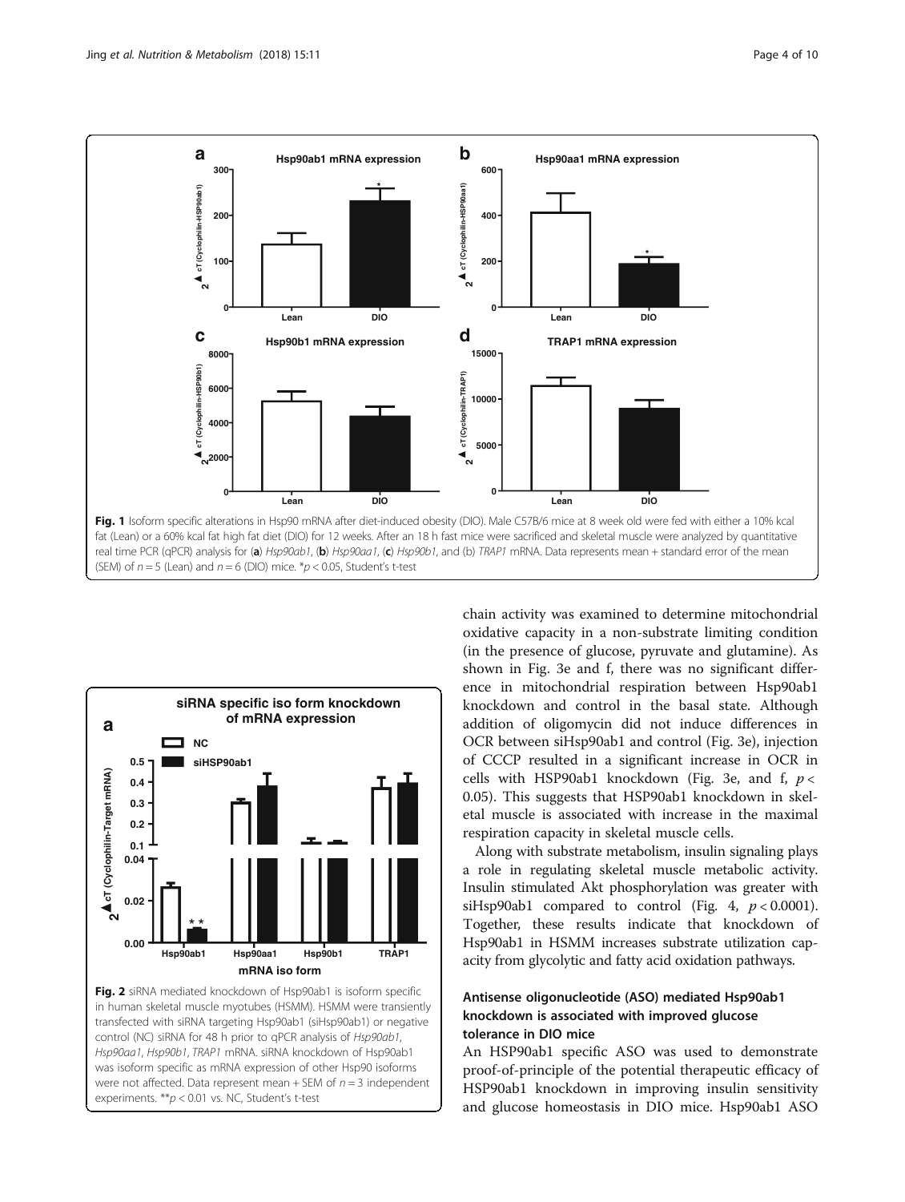Fig. 1 Isoform specific alterations in Hsp90 mRNA after diet-induced obesity (DIO). Male C57B/6 mice at 8 week old were fed with either a 10% kcal fat (Lean) or a 60% kcal fat high fat diet (DIO) for 12 weeks. After an 18 h fast mice were sacrificed and skeletal muscle were analyzed by quantitative real time PCR (qPCR) analysis for (**a**) *Hsp90ab1*, (**b**) *Hsp90aa1*, (**c**) *Hsp90b1*, and (b) *TRAP1* mRNA. Data represents mean + standard error of the mean (SEM) of $n = 5$ (Lean) and $n = 6$ (DIO) mice. *$p < 0.05$, Student's t-test

Fig. 2 siRNA mediated knockdown of Hsp90ab1 is isoform specific in human skeletal muscle myotubes (HSMM). HSMM were transiently transfected with siRNA targeting Hsp90ab1 (siHsp90ab1) or negative control (NC) siRNA for 48 h prior to qPCR analysis of *Hsp90ab1*, *Hsp90aa1*, *Hsp90b1*, *TRAP1* mRNA. siRNA knockdown of Hsp90ab1 was isoform specific as mRNA expression of other Hsp90 isoforms were not affected. Data represent mean + SEM of $n = 3$ independent experiments. **$p < 0.01$ vs. NC, Student's t-test

chain activity was examined to determine mitochondrial oxidative capacity in a non-substrate limiting condition (in the presence of glucose, pyruvate and glutamine). As shown in Fig. 3e and f, there was no significant difference in mitochondrial respiration between Hsp90ab1 knockdown and control in the basal state. Although addition of oligomycin did not induce differences in OCR between siHsp90ab1 and control (Fig. 3e), injection of CCCP resulted in a significant increase in OCR in cells with HSP90ab1 knockdown (Fig. 3e, and f, $p < 0.05$). This suggests that HSP90ab1 knockdown in skeletal muscle is associated with increase in the maximal respiration capacity in skeletal muscle cells.

Along with substrate metabolism, insulin signaling plays a role in regulating skeletal muscle metabolic activity. Insulin stimulated Akt phosphorylation was greater with siHsp90ab1 compared to control (Fig. 4, $p < 0.0001$). Together, these results indicate that knockdown of Hsp90ab1 in HSMM increases substrate utilization capacity from glycolytic and fatty acid oxidation pathways.

### Antisense oligonucleotide (ASO) mediated Hsp90ab1 knockdown is associated with improved glucose tolerance in DIO mice

An HSP90ab1 specific ASO was used to demonstrate proof-of-principle of the potential therapeutic efficacy of HSP90ab1 knockdown in improving insulin sensitivity and glucose homeostasis in DIO mice. Hsp90ab1 ASO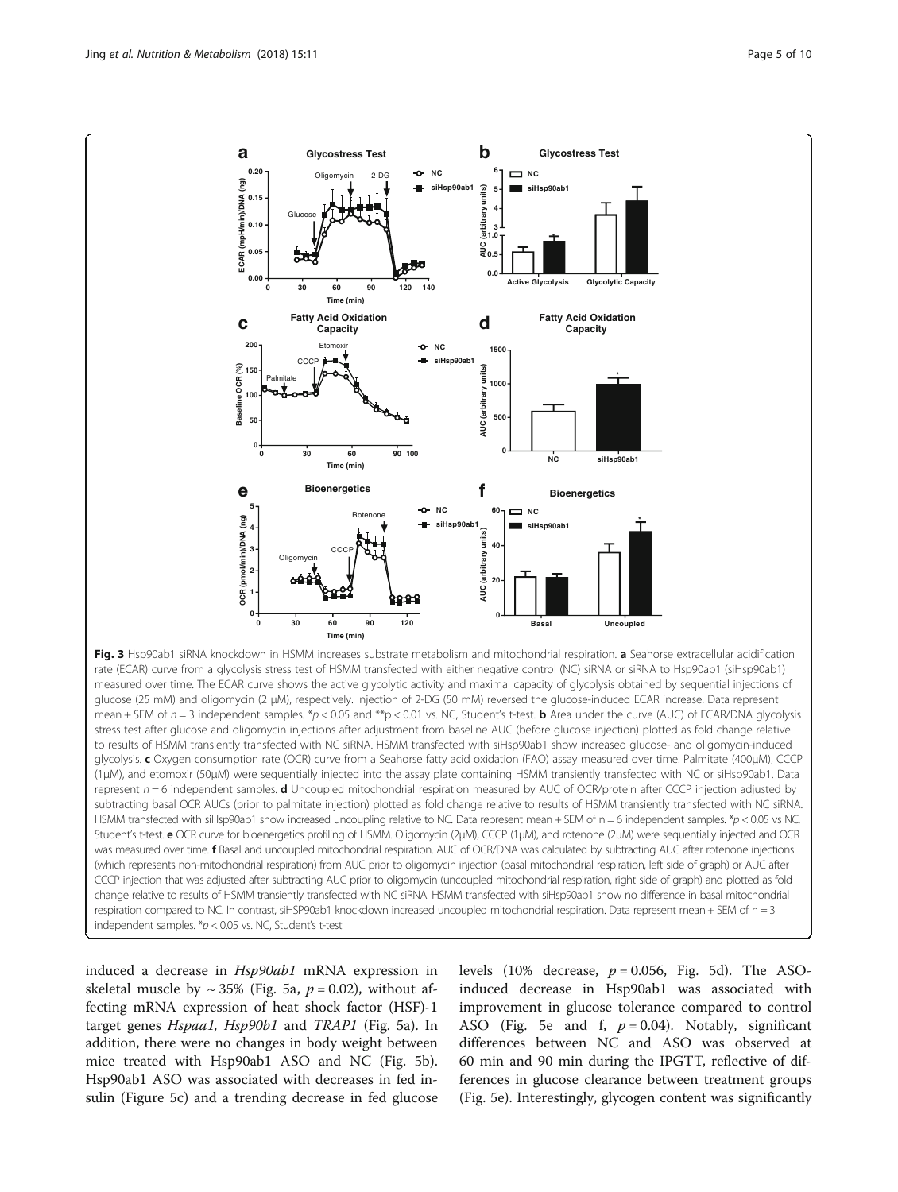**Fig. 3** Hsp90ab1 siRNA knockdown in HSMM increases substrate metabolism and mitochondrial respiration. **a** Seahorse extracellular acidification rate (ECAR) curve from a glycolysis stress test of HSMM transfected with either negative control (NC) siRNA or siRNA to Hsp90ab1 (siHsp90ab1) measured over time. The ECAR curve shows the active glycolytic activity and maximal capacity of glycolysis obtained by sequential injections of glucose (25 mM) and oligomycin (2 μM), respectively. Injection of 2-DG (50 mM) reversed the glucose-induced ECAR increase. Data represent mean + SEM of $n = 3$ independent samples. \*$p < 0.05$ and \*\*$p < 0.01$ vs. NC, Student's t-test. **b** Area under the curve (AUC) of ECAR/DNA glycolysis stress test after glucose and oligomycin injections after adjustment from baseline AUC (before glucose injection) plotted as fold change relative to results of HSMM transiently transfected with NC siRNA. HSMM transfected with siHsp90ab1 show increased glucose- and oligomycin-induced glycolysis. **c** Oxygen consumption rate (OCR) curve from a Seahorse fatty acid oxidation (FAO) assay measured over time. Palmitate (400μM), CCCP (1μM), and etomoxir (50μM) were sequentially injected into the assay plate containing HSMM transiently transfected with NC or siHsp90ab1. Data represent $n = 6$ independent samples. **d** Uncoupled mitochondrial respiration measured by AUC of OCR/protein after CCCP injection adjusted by subtracting basal OCR AUCs (prior to palmitate injection) plotted as fold change relative to results of HSMM transiently transfected with NC siRNA. HSMM transfected with siHsp90ab1 show increased uncoupling relative to NC. Data represent mean + SEM of n = 6 independent samples. \*$p < 0.05$ vs NC, Student's t-test. **e** OCR curve for bioenergetics profiling of HSMM. Oligomycin (2μM), CCCP (1μM), and rotenone (2μM) were sequentially injected and OCR was measured over time. **f** Basal and uncoupled mitochondrial respiration. AUC of OCR/DNA was calculated by subtracting AUC after rotenone injections (which represents non-mitochondrial respiration) from AUC prior to oligomycin injection (basal mitochondrial respiration, left side of graph) or AUC after CCCP injection that was adjusted after subtracting AUC prior to oligomycin (uncoupled mitochondrial respiration, right side of graph) and plotted as fold change relative to results of HSMM transiently transfected with NC siRNA. HSMM transfected with siHsp90ab1 show no difference in basal mitochondrial respiration compared to NC. In contrast, siHSP90ab1 knockdown increased uncoupled mitochondrial respiration. Data represent mean + SEM of n = 3 independent samples. \*$p < 0.05$ vs. NC, Student's t-test

induced a decrease in *Hsp90ab1* mRNA expression in skeletal muscle by ~ 35% (Fig. 5a, $p = 0.02$), without affecting mRNA expression of heat shock factor (HSF)-1 target genes *Hspaa1, Hsp90b1* and *TRAP1* (Fig. 5a). In addition, there were no changes in body weight between mice treated with Hsp90ab1 ASO and NC (Fig. 5b). Hsp90ab1 ASO was associated with decreases in fed insulin (Figure 5c) and a trending decrease in fed glucose levels (10% decrease, $p = 0.056$, Fig. 5d). The ASO-induced decrease in Hsp90ab1 was associated with improvement in glucose tolerance compared to control ASO (Fig. 5e and f, $p = 0.04$). Notably, significant differences between NC and ASO was observed at 60 min and 90 min during the IPGTT, reflective of differences in glucose clearance between treatment groups (Fig. 5e). Interestingly, glycogen content was significantly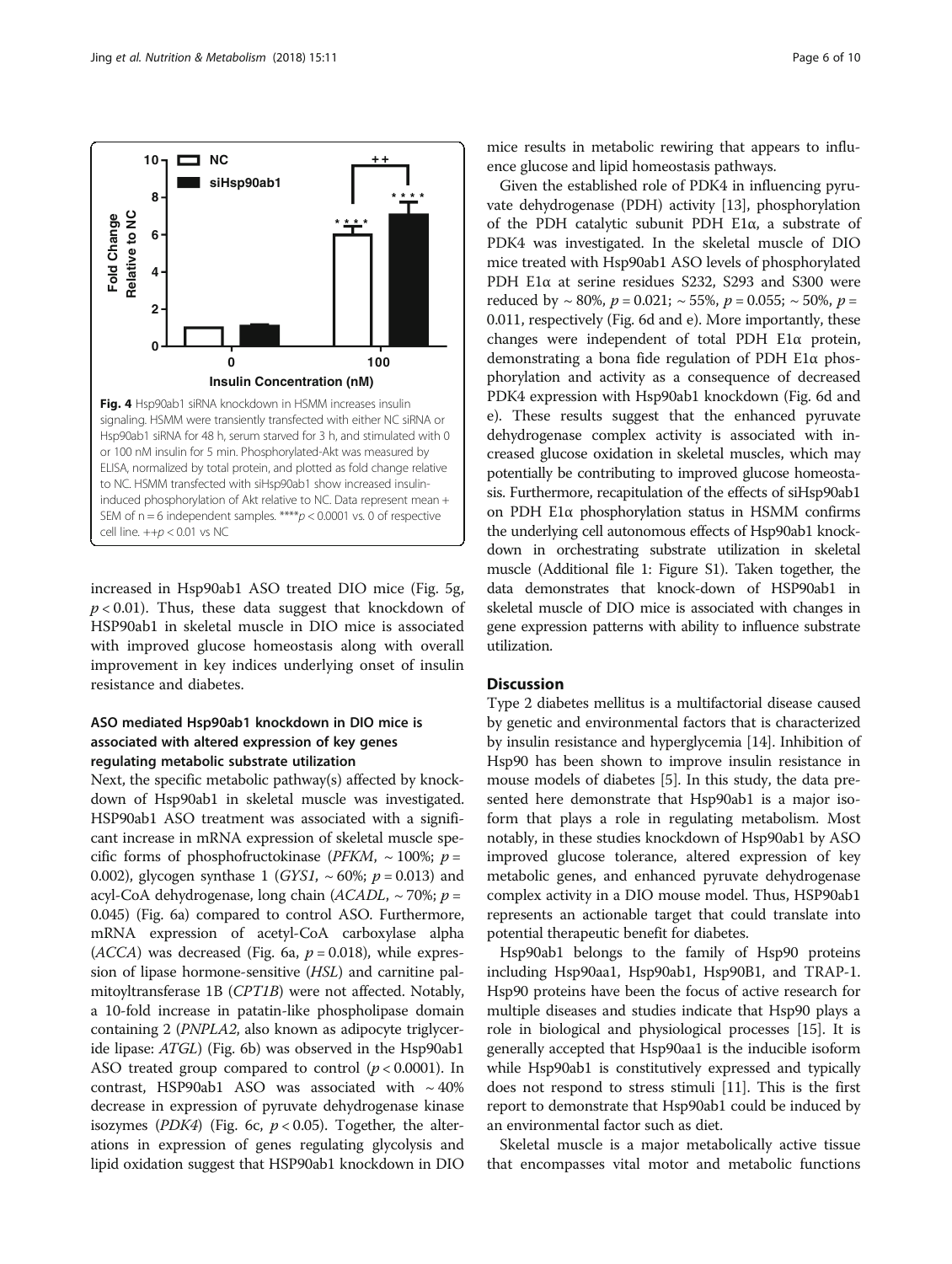**Fig. 4** Hsp90ab1 siRNA knockdown in HSMM increases insulin signaling. HSMM were transiently transfected with either NC siRNA or Hsp90ab1 siRNA for 48 h, serum starved for 3 h, and stimulated with 0 or 100 nM insulin for 5 min. Phosphorylated-Akt was measured by ELISA, normalized by total protein, and plotted as fold change relative to NC. HSMM transfected with siHsp90ab1 show increased insulin-induced phosphorylation of Akt relative to NC. Data represent mean + SEM of n = 6 independent samples. ****$p < 0.0001$ vs. 0 of respective cell line. ++$p < 0.01$ vs NC

increased in Hsp90ab1 ASO treated DIO mice (Fig. 5g, $p < 0.01$). Thus, these data suggest that knockdown of HSP90ab1 in skeletal muscle in DIO mice is associated with improved glucose homeostasis along with overall improvement in key indices underlying onset of insulin resistance and diabetes.

### ASO mediated Hsp90ab1 knockdown in DIO mice is associated with altered expression of key genes regulating metabolic substrate utilization

Next, the specific metabolic pathway(s) affected by knockdown of Hsp90ab1 in skeletal muscle was investigated. HSP90ab1 ASO treatment was associated with a significant increase in mRNA expression of skeletal muscle specific forms of phosphofructokinase (*PFKM*, ~ 100%; $p = 0.002$), glycogen synthase 1 (*GYS1*, ~ 60%; $p = 0.013$) and acyl-CoA dehydrogenase, long chain (*ACADL*, ~ 70%; $p = 0.045$) (Fig. 6a) compared to control ASO. Furthermore, mRNA expression of acetyl-CoA carboxylase alpha (*ACCA*) was decreased (Fig. 6a, $p = 0.018$), while expression of lipase hormone-sensitive (*HSL*) and carnitine palmitoyltransferase 1B (*CPT1B*) were not affected. Notably, a 10-fold increase in patatin-like phospholipase domain containing 2 (*PNPLA2,* also known as adipocyte triglyceride lipase: *ATGL*) (Fig. 6b) was observed in the Hsp90ab1 ASO treated group compared to control ($p < 0.0001$). In contrast, HSP90ab1 ASO was associated with ~ 40% decrease in expression of pyruvate dehydrogenase kinase isozymes (*PDK4*) (Fig. 6c, $p < 0.05$). Together, the alterations in expression of genes regulating glycolysis and lipid oxidation suggest that HSP90ab1 knockdown in DIO mice results in metabolic rewiring that appears to influence glucose and lipid homeostasis pathways.

Given the established role of PDK4 in influencing pyruvate dehydrogenase (PDH) activity [13], phosphorylation of the PDH catalytic subunit PDH E1α, a substrate of PDK4 was investigated. In the skeletal muscle of DIO mice treated with Hsp90ab1 ASO levels of phosphorylated PDH E1α at serine residues S232, S293 and S300 were reduced by ~ 80%, $p = 0.021$; ~ 55%, $p = 0.055$; ~ 50%, $p = 0.011$, respectively (Fig. 6d and e). More importantly, these changes were independent of total PDH E1α protein, demonstrating a bona fide regulation of PDH E1α phosphorylation and activity as a consequence of decreased PDK4 expression with Hsp90ab1 knockdown (Fig. 6d and e). These results suggest that the enhanced pyruvate dehydrogenase complex activity is associated with increased glucose oxidation in skeletal muscles, which may potentially be contributing to improved glucose homeostasis. Furthermore, recapitulation of the effects of siHsp90ab1 on PDH E1α phosphorylation status in HSMM confirms the underlying cell autonomous effects of Hsp90ab1 knockdown in orchestrating substrate utilization in skeletal muscle (Additional file 1: Figure S1). Taken together, the data demonstrates that knock-down of HSP90ab1 in skeletal muscle of DIO mice is associated with changes in gene expression patterns with ability to influence substrate utilization.

## Discussion

Type 2 diabetes mellitus is a multifactorial disease caused by genetic and environmental factors that is characterized by insulin resistance and hyperglycemia [14]. Inhibition of Hsp90 has been shown to improve insulin resistance in mouse models of diabetes [5]. In this study, the data presented here demonstrate that Hsp90ab1 is a major isoform that plays a role in regulating metabolism. Most notably, in these studies knockdown of Hsp90ab1 by ASO improved glucose tolerance, altered expression of key metabolic genes, and enhanced pyruvate dehydrogenase complex activity in a DIO mouse model. Thus, HSP90ab1 represents an actionable target that could translate into potential therapeutic benefit for diabetes.

Hsp90ab1 belongs to the family of Hsp90 proteins including Hsp90aa1, Hsp90ab1, Hsp90B1, and TRAP-1. Hsp90 proteins have been the focus of active research for multiple diseases and studies indicate that Hsp90 plays a role in biological and physiological processes [15]. It is generally accepted that Hsp90aa1 is the inducible isoform while Hsp90ab1 is constitutively expressed and typically does not respond to stress stimuli [11]. This is the first report to demonstrate that Hsp90ab1 could be induced by an environmental factor such as diet.

Skeletal muscle is a major metabolically active tissue that encompasses vital motor and metabolic functions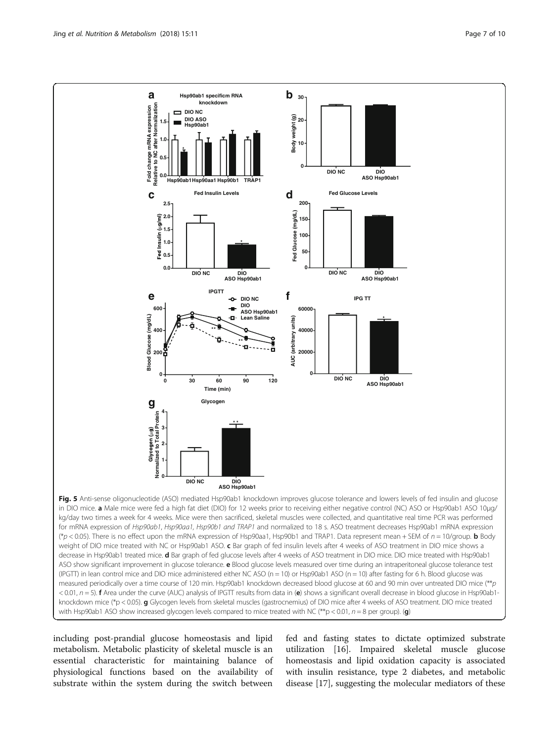**Fig. 5** Anti-sense oligonucleotide (ASO) mediated Hsp90ab1 knockdown improves glucose tolerance and lowers levels of fed insulin and glucose in DIO mice. **a** Male mice were fed a high fat diet (DIO) for 12 weeks prior to receiving either negative control (NC) ASO or Hsp90ab1 ASO 10μg/kg/day two times a week for 4 weeks. Mice were then sacrificed, skeletal muscles were collected, and quantitative real time PCR was performed for mRNA expression of *Hsp90ab1*, *Hsp90aa1*, *Hsp90b1 and TRAP1* and normalized to 18 s. ASO treatment decreases Hsp90ab1 mRNA expression (*$p < 0.05$). There is no effect upon the mRNA expression of Hsp90aa1, Hsp90b1 and TRAP1. Data represent mean + SEM of $n = 10$/group. **b** Body weight of DIO mice treated with NC or Hsp90ab1 ASO. **c** Bar graph of fed insulin levels after 4 weeks of ASO treatment in DIO mice shows a decrease in Hsp90ab1 treated mice. **d** Bar graph of fed glucose levels after 4 weeks of ASO treatment in DIO mice. DIO mice treated with Hsp90ab1 ASO show significant improvement in glucose tolerance. **e** Blood glucose levels measured over time during an intraperitoneal glucose tolerance test (IPGTT) in lean control mice and DIO mice administered either NC ASO (n = 10) or Hsp90ab1 ASO (n = 10) after fasting for 6 h. Blood glucose was measured periodically over a time course of 120 min. Hsp90ab1 knockdown decreased blood glucose at 60 and 90 min over untreated DIO mice (**$p < 0.01$, $n = 5$). **f** Area under the curve (AUC) analysis of IPGTT results from data in (**e**) shows a significant overall decrease in blood glucose in Hsp90ab1-knockdown mice (*$p < 0.05$). **g** Glycogen levels from skeletal muscles (gastrocnemius) of DIO mice after 4 weeks of ASO treatment. DIO mice treated with Hsp90ab1 ASO show increased glycogen levels compared to mice treated with NC (**$p < 0.01$, $n = 8$ per group). (**g**)

including post-prandial glucose homeostasis and lipid metabolism. Metabolic plasticity of skeletal muscle is an essential characteristic for maintaining balance of physiological functions based on the availability of substrate within the system during the switch between fed and fasting states to dictate optimized substrate utilization [16]. Impaired skeletal muscle glucose homeostasis and lipid oxidation capacity is associated with insulin resistance, type 2 diabetes, and metabolic disease [17], suggesting the molecular mediators of these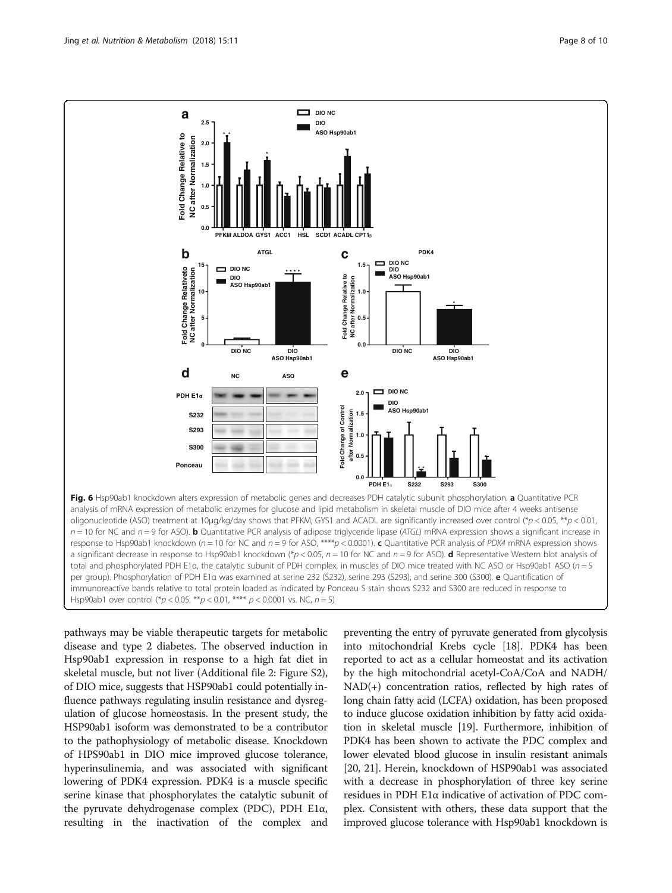**Fig. 6** Hsp90ab1 knockdown alters expression of metabolic genes and decreases PDH catalytic subunit phosphorylation. **a** Quantitative PCR analysis of mRNA expression of metabolic enzymes for glucose and lipid metabolism in skeletal muscle of DIO mice after 4 weeks antisense oligonucleotide (ASO) treatment at 10μg/kg/day shows that PFKM, GYS1 and ACADL are significantly increased over control (\*$p < 0.05$, \*\*$p < 0.01$, $n = 10$ for NC and $n = 9$ for ASO). **b** Quantitative PCR analysis of adipose triglyceride lipase (*ATGL*) mRNA expression shows a significant increase in response to Hsp90ab1 knockdown ($n = 10$ for NC and $n = 9$ for ASO, \*\*\*\*$p < 0.0001$). **c** Quantitative PCR analysis of *PDK4* mRNA expression shows a significant decrease in response to Hsp90ab1 knockdown (\*$p < 0.05$, $n = 10$ for NC and $n = 9$ for ASO). **d** Representative Western blot analysis of total and phosphorylated PDH E1α, the catalytic subunit of PDH complex, in muscles of DIO mice treated with NC ASO or Hsp90ab1 ASO ($n = 5$ per group). Phosphorylation of PDH E1α was examined at serine 232 (S232), serine 293 (S293), and serine 300 (S300). **e** Quantification of immunoreactive bands relative to total protein loaded as indicated by Ponceau S stain shows S232 and S300 are reduced in response to Hsp90ab1 over control (\*$p < 0.05$, \*\*$p < 0.01$, \*\*\*\* $p < 0.0001$ vs. NC, $n = 5$)

pathways may be viable therapeutic targets for metabolic disease and type 2 diabetes. The observed induction in Hsp90ab1 expression in response to a high fat diet in skeletal muscle, but not liver (Additional file 2: Figure S2), of DIO mice, suggests that HSP90ab1 could potentially influence pathways regulating insulin resistance and dysregulation of glucose homeostasis. In the present study, the HSP90ab1 isoform was demonstrated to be a contributor to the pathophysiology of metabolic disease. Knockdown of HPS90ab1 in DIO mice improved glucose tolerance, hyperinsulinemia, and was associated with significant lowering of PDK4 expression. PDK4 is a muscle specific serine kinase that phosphorylates the catalytic subunit of the pyruvate dehydrogenase complex (PDC), PDH E1α, resulting in the inactivation of the complex and preventing the entry of pyruvate generated from glycolysis into mitochondrial Krebs cycle [18]. PDK4 has been reported to act as a cellular homeostat and its activation by the high mitochondrial acetyl-CoA/CoA and NADH/NAD(+) concentration ratios, reflected by high rates of long chain fatty acid (LCFA) oxidation, has been proposed to induce glucose oxidation inhibition by fatty acid oxidation in skeletal muscle [19]. Furthermore, inhibition of PDK4 has been shown to activate the PDC complex and lower elevated blood glucose in insulin resistant animals [20, 21]. Herein, knockdown of HSP90ab1 was associated with a decrease in phosphorylation of three key serine residues in PDH E1α indicative of activation of PDC complex. Consistent with others, these data support that the improved glucose tolerance with Hsp90ab1 knockdown is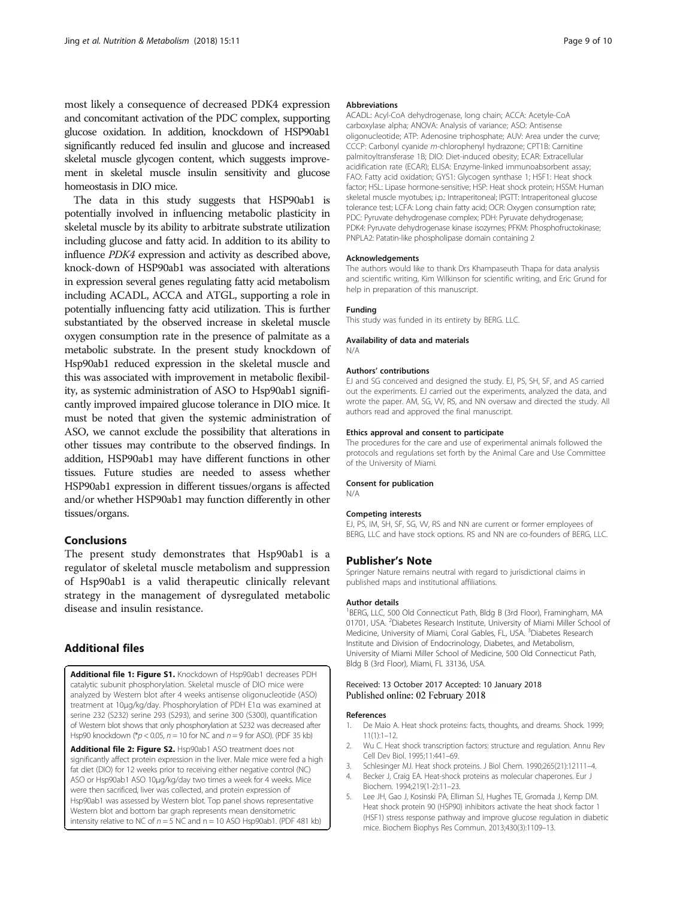most likely a consequence of decreased PDK4 expression and concomitant activation of the PDC complex, supporting glucose oxidation. In addition, knockdown of HSP90ab1 significantly reduced fed insulin and glucose and increased skeletal muscle glycogen content, which suggests improvement in skeletal muscle insulin sensitivity and glucose homeostasis in DIO mice.

The data in this study suggests that HSP90ab1 is potentially involved in influencing metabolic plasticity in skeletal muscle by its ability to arbitrate substrate utilization including glucose and fatty acid. In addition to its ability to influence *PDK4* expression and activity as described above, knock-down of HSP90ab1 was associated with alterations in expression several genes regulating fatty acid metabolism including ACADL, ACCA and ATGL, supporting a role in potentially influencing fatty acid utilization. This is further substantiated by the observed increase in skeletal muscle oxygen consumption rate in the presence of palmitate as a metabolic substrate. In the present study knockdown of Hsp90ab1 reduced expression in the skeletal muscle and this was associated with improvement in metabolic flexibility, as systemic administration of ASO to Hsp90ab1 significantly improved impaired glucose tolerance in DIO mice. It must be noted that given the systemic administration of ASO, we cannot exclude the possibility that alterations in other tissues may contribute to the observed findings. In addition, HSP90ab1 may have different functions in other tissues. Future studies are needed to assess whether HSP90ab1 expression in different tissues/organs is affected and/or whether HSP90ab1 may function differently in other tissues/organs.

## Conclusions

The present study demonstrates that Hsp90ab1 is a regulator of skeletal muscle metabolism and suppression of Hsp90ab1 is a valid therapeutic clinically relevant strategy in the management of dysregulated metabolic disease and insulin resistance.

## Additional files

**Additional file 1: Figure S1.** Knockdown of Hsp90ab1 decreases PDH catalytic subunit phosphorylation. Skeletal muscle of DIO mice were analyzed by Western blot after 4 weeks antisense oligonucleotide (ASO) treatment at 10μg/kg/day. Phosphorylation of PDH E1α was examined at serine 232 (S232) serine 293 (S293), and serine 300 (S300), quantification of Western blot shows that only phosphorylation at S232 was decreased after Hsp90 knockdown (*$p < 0.05$, $n = 10$ for NC and $n = 9$ for ASO). (PDF 35 kb)

**Additional file 2: Figure S2.** Hsp90ab1 ASO treatment does not significantly affect protein expression in the liver. Male mice were fed a high fat diet (DIO) for 12 weeks prior to receiving either negative control (NC) ASO or Hsp90ab1 ASO 10μg/kg/day two times a week for 4 weeks. Mice were then sacrificed, liver was collected, and protein expression of Hsp90ab1 was assessed by Western blot. Top panel shows representative Western blot and bottom bar graph represents mean densitometric intensity relative to NC of $n = 5$ NC and $n = 10$ ASO Hsp90ab1. (PDF 481 kb)

#### Abbreviations

ACADL: Acyl-CoA dehydrogenase, long chain; ACCA: Acetyle-CoA carboxylase alpha; ANOVA: Analysis of variance; ASO: Antisense oligonucleotide; ATP: Adenosine triphosphate; AUV: Area under the curve; CCCP: Carbonyl cyanide *m*-chlorophenyl hydrazone; CPT1B: Carnitine palmitoyltransferase 1B; DIO: Diet-induced obesity; ECAR: Extracellular acidification rate (ECAR); ELISA: Enzyme-linked immunoabsorbent assay; FAO: Fatty acid oxidation; GYS1: Glycogen synthase 1; HSF1: Heat shock factor; HSL: Lipase hormone-sensitive; HSP: Heat shock protein; HSSM: Human skeletal muscle myotubes; i.p.: Intraperitoneal; IPGTT: Intraperitoneal glucose tolerance test; LCFA: Long chain fatty acid; OCR: Oxygen consumption rate; PDC: Pyruvate dehydrogenase complex; PDH: Pyruvate dehydrogenase; PDK4: Pyruvate dehydrogenase kinase isozymes; PFKM: Phosphofructokinase; PNPLA2: Patatin-like phospholipase domain containing 2

#### Acknowledgements

The authors would like to thank Drs Khampaseuth Thapa for data analysis and scientific writing, Kim Wilkinson for scientific writing, and Eric Grund for help in preparation of this manuscript.

#### Funding

This study was funded in its entirety by BERG. LLC.

#### Availability of data and materials

N/A

#### Authors' contributions

EJ and SG conceived and designed the study. EJ, PS, SH, SF, and AS carried out the experiments. EJ carried out the experiments, analyzed the data, and wrote the paper. AM, SG, VV, RS, and NN oversaw and directed the study. All authors read and approved the final manuscript.

#### Ethics approval and consent to participate

The procedures for the care and use of experimental animals followed the protocols and regulations set forth by the Animal Care and Use Committee of the University of Miami.

#### Consent for publication

N/A

#### Competing interests

EJ, PS, IM, SH, SF, SG, VV, RS and NN are current or former employees of BERG, LLC and have stock options. RS and NN are co-founders of BERG, LLC.

## Publisher's Note

Springer Nature remains neutral with regard to jurisdictional claims in published maps and institutional affiliations.

#### Author details

[1]BERG, LLC, 500 Old Connecticut Path, Bldg B (3rd Floor), Framingham, MA 01701, USA. [2]Diabetes Research Institute, University of Miami Miller School of Medicine, University of Miami, Coral Gables, FL, USA. [3]Diabetes Research Institute and Division of Endocrinology, Diabetes, and Metabolism, University of Miami Miller School of Medicine, 500 Old Connecticut Path, Bldg B (3rd Floor), Miami, FL 33136, USA.

Received: 13 October 2017 Accepted: 10 January 2018
Published online: 02 February 2018

#### References

1. De Maio A. Heat shock proteins: facts, thoughts, and dreams. Shock. 1999; 11(1):1–12.
2. Wu C. Heat shock transcription factors: structure and regulation. Annu Rev Cell Dev Biol. 1995;11:441–69.
3. Schlesinger MJ. Heat shock proteins. J Biol Chem. 1990;265(21):12111–4.
4. Becker J, Craig EA. Heat-shock proteins as molecular chaperones. Eur J Biochem. 1994;219(1-2):11–23.
5. Lee JH, Gao J, Kosinski PA, Elliman SJ, Hughes TE, Gromada J, Kemp DM. Heat shock protein 90 (HSP90) inhibitors activate the heat shock factor 1 (HSF1) stress response pathway and improve glucose regulation in diabetic mice. Biochem Biophys Res Commun. 2013;430(3):1109–13.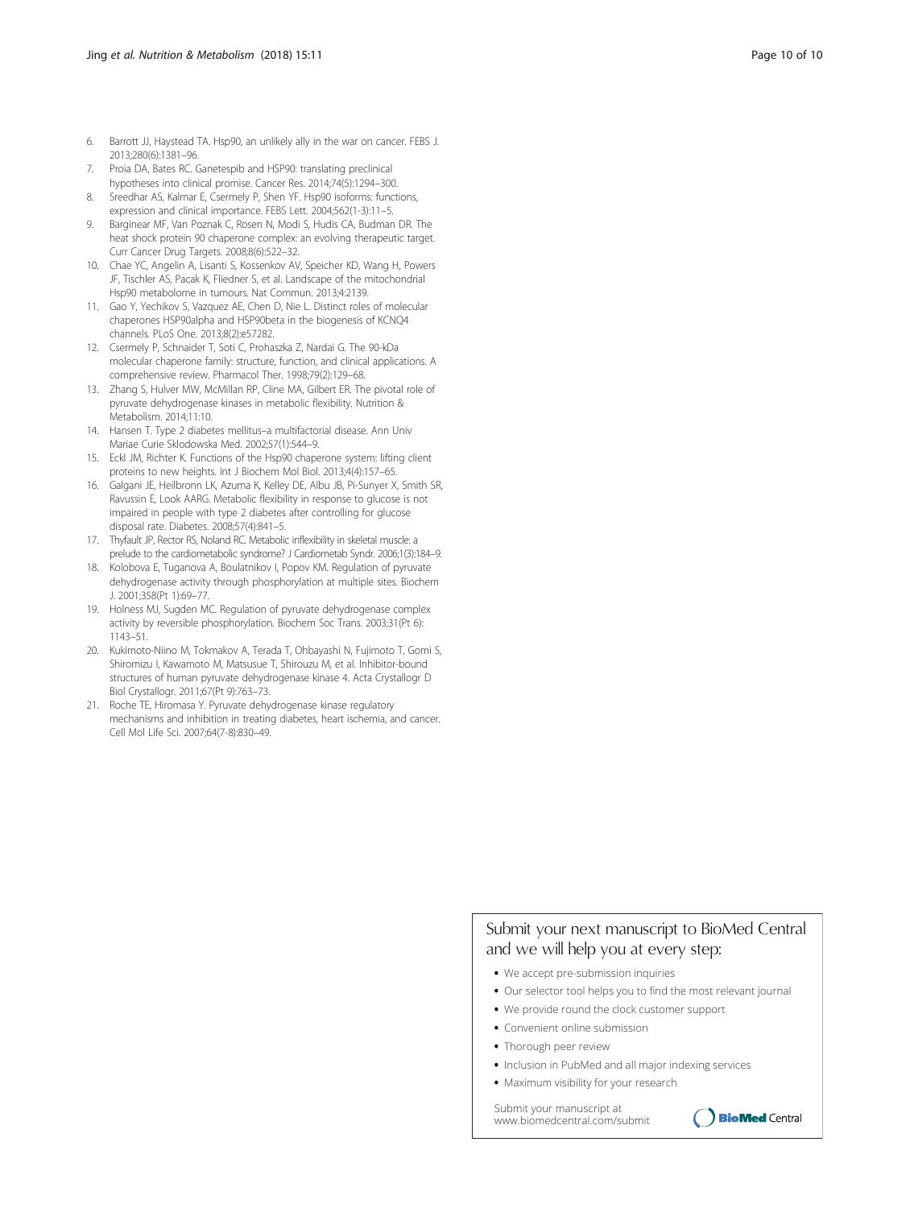6. Barrott JJ, Haystead TA. Hsp90, an unlikely ally in the war on cancer. FEBS J. 2013;280(6):1381–96.
7. Proia DA, Bates RC. Ganetespib and HSP90: translating preclinical hypotheses into clinical promise. Cancer Res. 2014;74(5):1294–300.
8. Sreedhar AS, Kalmar E, Csermely P, Shen YF. Hsp90 isoforms: functions, expression and clinical importance. FEBS Lett. 2004;562(1-3):11–5.
9. Barginear MF, Van Poznak C, Rosen N, Modi S, Hudis CA, Budman DR. The heat shock protein 90 chaperone complex: an evolving therapeutic target. Curr Cancer Drug Targets. 2008;8(6):522–32.
10. Chae YC, Angelin A, Lisanti S, Kossenkov AV, Speicher KD, Wang H, Powers JF, Tischler AS, Pacak K, Fliedner S, et al. Landscape of the mitochondrial Hsp90 metabolome in tumours. Nat Commun. 2013;4:2139.
11. Gao Y, Yechikov S, Vazquez AE, Chen D, Nie L. Distinct roles of molecular chaperones HSP90alpha and HSP90beta in the biogenesis of KCNQ4 channels. PLoS One. 2013;8(2):e57282.
12. Csermely P, Schnaider T, Soti C, Prohaszka Z, Nardai G. The 90-kDa molecular chaperone family: structure, function, and clinical applications. A comprehensive review. Pharmacol Ther. 1998;79(2):129–68.
13. Zhang S, Hulver MW, McMillan RP, Cline MA, Gilbert ER. The pivotal role of pyruvate dehydrogenase kinases in metabolic flexibility. Nutrition & Metabolism. 2014;11:10.
14. Hansen T. Type 2 diabetes mellitus–a multifactorial disease. Ann Univ Mariae Curie Sklodowska Med. 2002;57(1):544–9.
15. Eckl JM, Richter K. Functions of the Hsp90 chaperone system: lifting client proteins to new heights. Int J Biochem Mol Biol. 2013;4(4):157–65.
16. Galgani JE, Heilbronn LK, Azuma K, Kelley DE, Albu JB, Pi-Sunyer X, Smith SR, Ravussin E, Look AARG. Metabolic flexibility in response to glucose is not impaired in people with type 2 diabetes after controlling for glucose disposal rate. Diabetes. 2008;57(4):841–5.
17. Thyfault JP, Rector RS, Noland RC. Metabolic inflexibility in skeletal muscle: a prelude to the cardiometabolic syndrome? J Cardiometab Syndr. 2006;1(3):184–9.
18. Kolobova E, Tuganova A, Boulatnikov I, Popov KM. Regulation of pyruvate dehydrogenase activity through phosphorylation at multiple sites. Biochem J. 2001;358(Pt 1):69–77.
19. Holness MJ, Sugden MC. Regulation of pyruvate dehydrogenase complex activity by reversible phosphorylation. Biochem Soc Trans. 2003;31(Pt 6): 1143–51.
20. Kukimoto-Niino M, Tokmakov A, Terada T, Ohbayashi N, Fujimoto T, Gomi S, Shiromizu I, Kawamoto M, Matsusue T, Shirouzu M, et al. Inhibitor-bound structures of human pyruvate dehydrogenase kinase 4. Acta Crystallogr D Biol Crystallogr. 2011;67(Pt 9):763–73.
21. Roche TE, Hiromasa Y. Pyruvate dehydrogenase kinase regulatory mechanisms and inhibition in treating diabetes, heart ischemia, and cancer. Cell Mol Life Sci. 2007;64(7-8):830–49.

Submit your next manuscript to BioMed Central and we will help you at every step:

- We accept pre-submission inquiries
- Our selector tool helps you to find the most relevant journal
- We provide round the clock customer support
- Convenient online submission
- Thorough peer review
- Inclusion in PubMed and all major indexing services
- Maximum visibility for your research

Submit your manuscript at www.biomedcentral.com/submit

BioMed Central